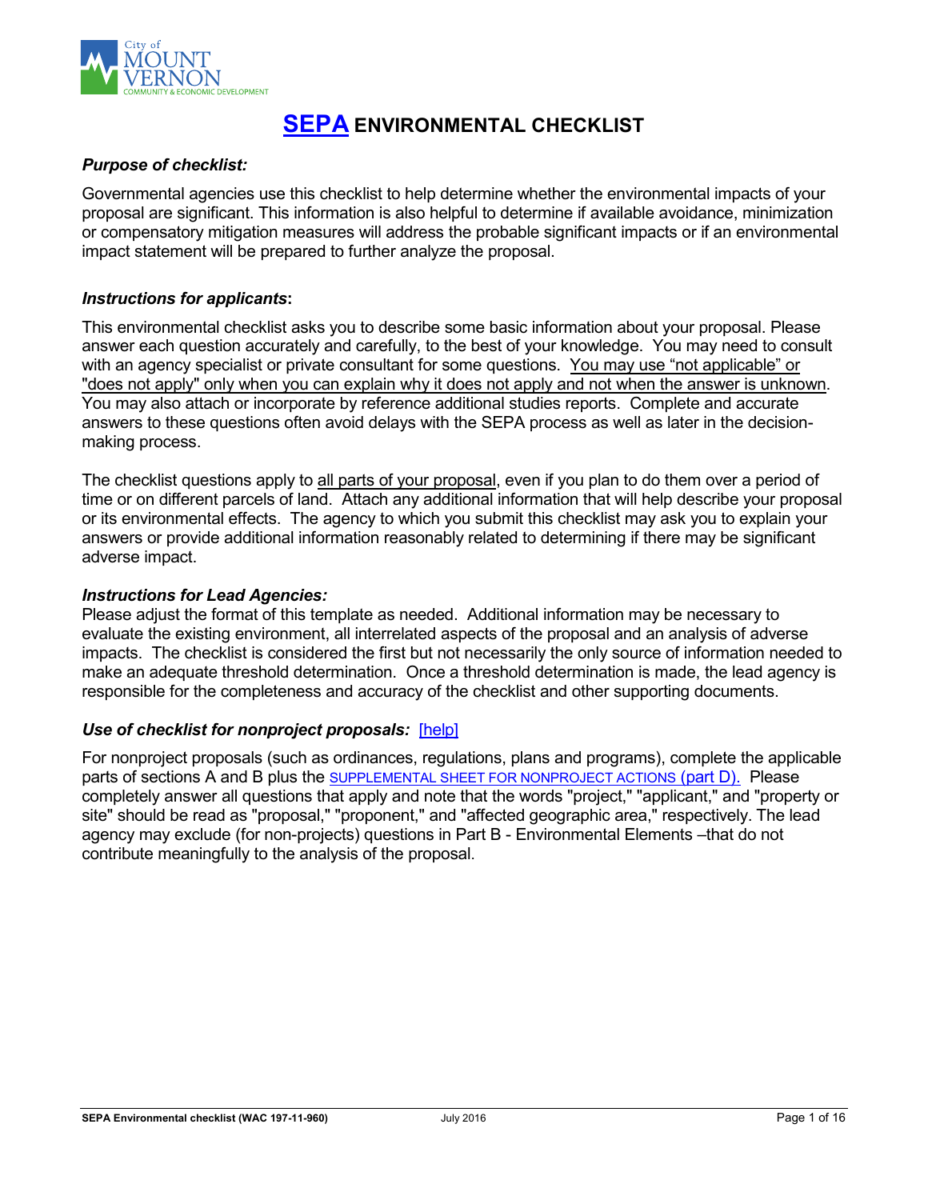City of MOUNT VERNON
COMMUNITY & ECONOMIC DEVELOPMENT

# SEPA ENVIRONMENTAL CHECKLIST

***Purpose of checklist:***

Governmental agencies use this checklist to help determine whether the environmental impacts of your proposal are significant. This information is also helpful to determine if available avoidance, minimization or compensatory mitigation measures will address the probable significant impacts or if an environmental impact statement will be prepared to further analyze the proposal.

***Instructions for applicants*:**

This environmental checklist asks you to describe some basic information about your proposal. Please answer each question accurately and carefully, to the best of your knowledge. You may need to consult with an agency specialist or private consultant for some questions. You may use "not applicable" or "does not apply" only when you can explain why it does not apply and not when the answer is unknown. You may also attach or incorporate by reference additional studies reports. Complete and accurate answers to these questions often avoid delays with the SEPA process as well as later in the decision-making process.

The checklist questions apply to all parts of your proposal, even if you plan to do them over a period of time or on different parcels of land. Attach any additional information that will help describe your proposal or its environmental effects. The agency to which you submit this checklist may ask you to explain your answers or provide additional information reasonably related to determining if there may be significant adverse impact.

***Instructions for Lead Agencies:***
Please adjust the format of this template as needed. Additional information may be necessary to evaluate the existing environment, all interrelated aspects of the proposal and an analysis of adverse impacts. The checklist is considered the first but not necessarily the only source of information needed to make an adequate threshold determination. Once a threshold determination is made, the lead agency is responsible for the completeness and accuracy of the checklist and other supporting documents.

***Use of checklist for nonproject proposals:*** [help]

For nonproject proposals (such as ordinances, regulations, plans and programs), complete the applicable parts of sections A and B plus the SUPPLEMENTAL SHEET FOR NONPROJECT ACTIONS (part D). Please completely answer all questions that apply and note that the words "project," "applicant," and "property or site" should be read as "proposal," "proponent," and "affected geographic area," respectively. The lead agency may exclude (for non-projects) questions in Part B - Environmental Elements –that do not contribute meaningfully to the analysis of the proposal.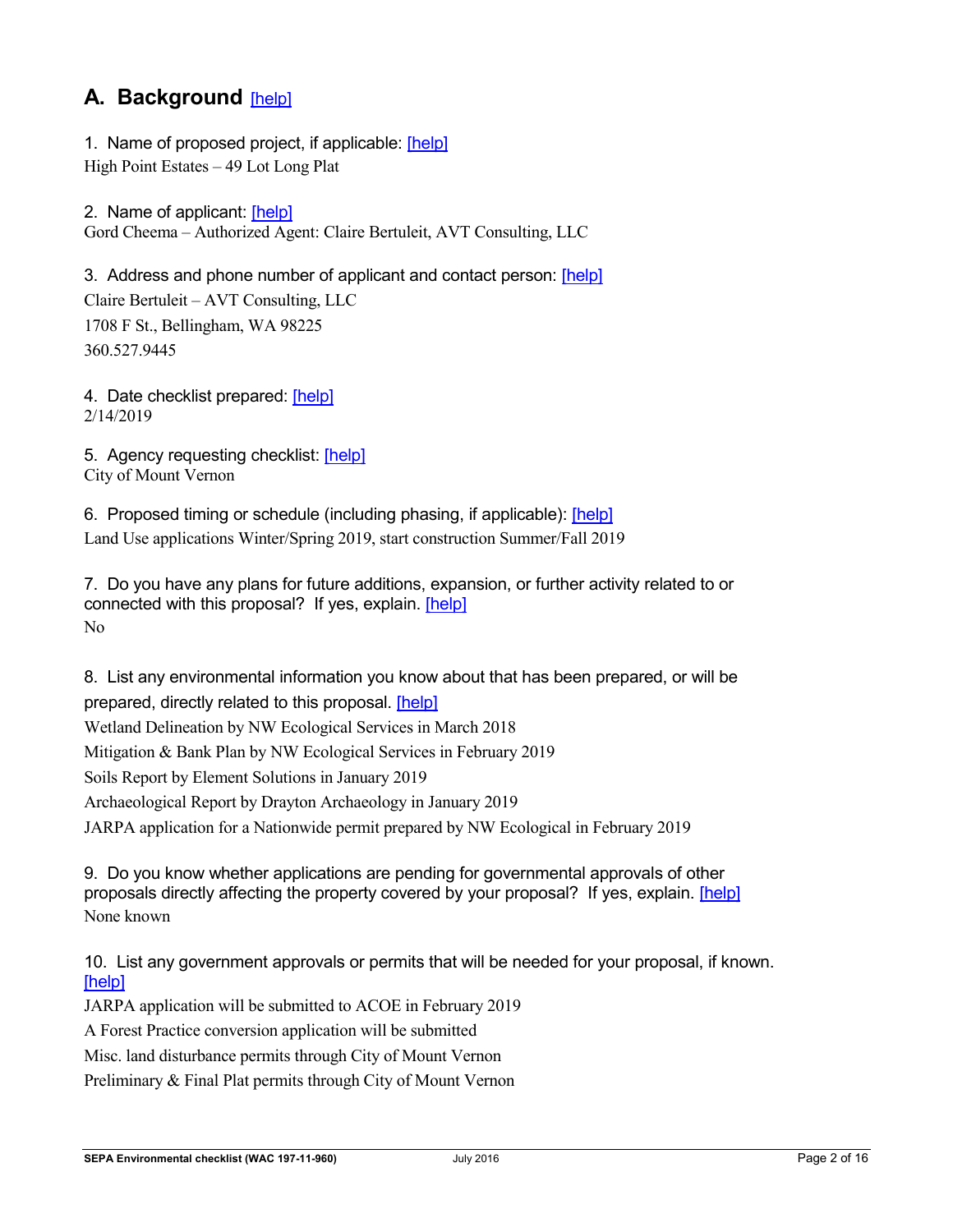## A. Background [help]

1. Name of proposed project, if applicable: [help]

High Point Estates – 49 Lot Long Plat

2. Name of applicant: [help]

Gord Cheema – Authorized Agent: Claire Bertuleit, AVT Consulting, LLC

3. Address and phone number of applicant and contact person: [help]

Claire Bertuleit – AVT Consulting, LLC

1708 F St., Bellingham, WA 98225

360.527.9445

4. Date checklist prepared: [help]

2/14/2019

5. Agency requesting checklist: [help]

City of Mount Vernon

6. Proposed timing or schedule (including phasing, if applicable): [help]

Land Use applications Winter/Spring 2019, start construction Summer/Fall 2019

7. Do you have any plans for future additions, expansion, or further activity related to or connected with this proposal? If yes, explain. [help]

No

8. List any environmental information you know about that has been prepared, or will be prepared, directly related to this proposal. [help]

Wetland Delineation by NW Ecological Services in March 2018

Mitigation & Bank Plan by NW Ecological Services in February 2019

Soils Report by Element Solutions in January 2019

Archaeological Report by Drayton Archaeology in January 2019

JARPA application for a Nationwide permit prepared by NW Ecological in February 2019

9. Do you know whether applications are pending for governmental approvals of other proposals directly affecting the property covered by your proposal? If yes, explain. [help]

None known

10. List any government approvals or permits that will be needed for your proposal, if known. [help]

JARPA application will be submitted to ACOE in February 2019

A Forest Practice conversion application will be submitted

Misc. land disturbance permits through City of Mount Vernon

Preliminary & Final Plat permits through City of Mount Vernon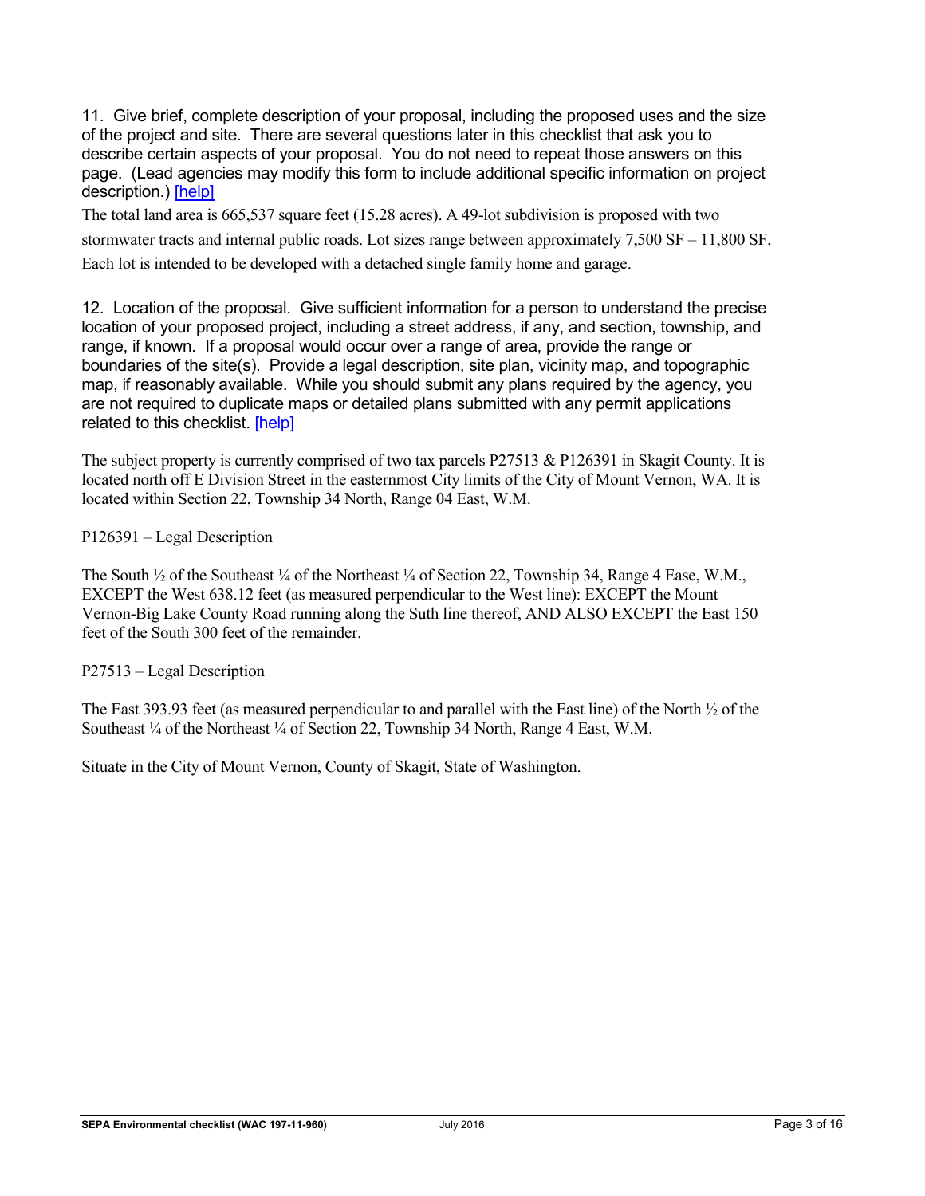11. Give brief, complete description of your proposal, including the proposed uses and the size of the project and site. There are several questions later in this checklist that ask you to describe certain aspects of your proposal. You do not need to repeat those answers on this page. (Lead agencies may modify this form to include additional specific information on project description.) [help]

The total land area is 665,537 square feet (15.28 acres). A 49-lot subdivision is proposed with two stormwater tracts and internal public roads. Lot sizes range between approximately 7,500 SF – 11,800 SF. Each lot is intended to be developed with a detached single family home and garage.

12. Location of the proposal. Give sufficient information for a person to understand the precise location of your proposed project, including a street address, if any, and section, township, and range, if known. If a proposal would occur over a range of area, provide the range or boundaries of the site(s). Provide a legal description, site plan, vicinity map, and topographic map, if reasonably available. While you should submit any plans required by the agency, you are not required to duplicate maps or detailed plans submitted with any permit applications related to this checklist. [help]

The subject property is currently comprised of two tax parcels P27513 & P126391 in Skagit County. It is located north off E Division Street in the easternmost City limits of the City of Mount Vernon, WA. It is located within Section 22, Township 34 North, Range 04 East, W.M.

P126391 – Legal Description

The South ½ of the Southeast ¼ of the Northeast ¼ of Section 22, Township 34, Range 4 Ease, W.M., EXCEPT the West 638.12 feet (as measured perpendicular to the West line): EXCEPT the Mount Vernon-Big Lake County Road running along the Suth line thereof, AND ALSO EXCEPT the East 150 feet of the South 300 feet of the remainder.

P27513 – Legal Description

The East 393.93 feet (as measured perpendicular to and parallel with the East line) of the North ½ of the Southeast ¼ of the Northeast ¼ of Section 22, Township 34 North, Range 4 East, W.M.

Situate in the City of Mount Vernon, County of Skagit, State of Washington.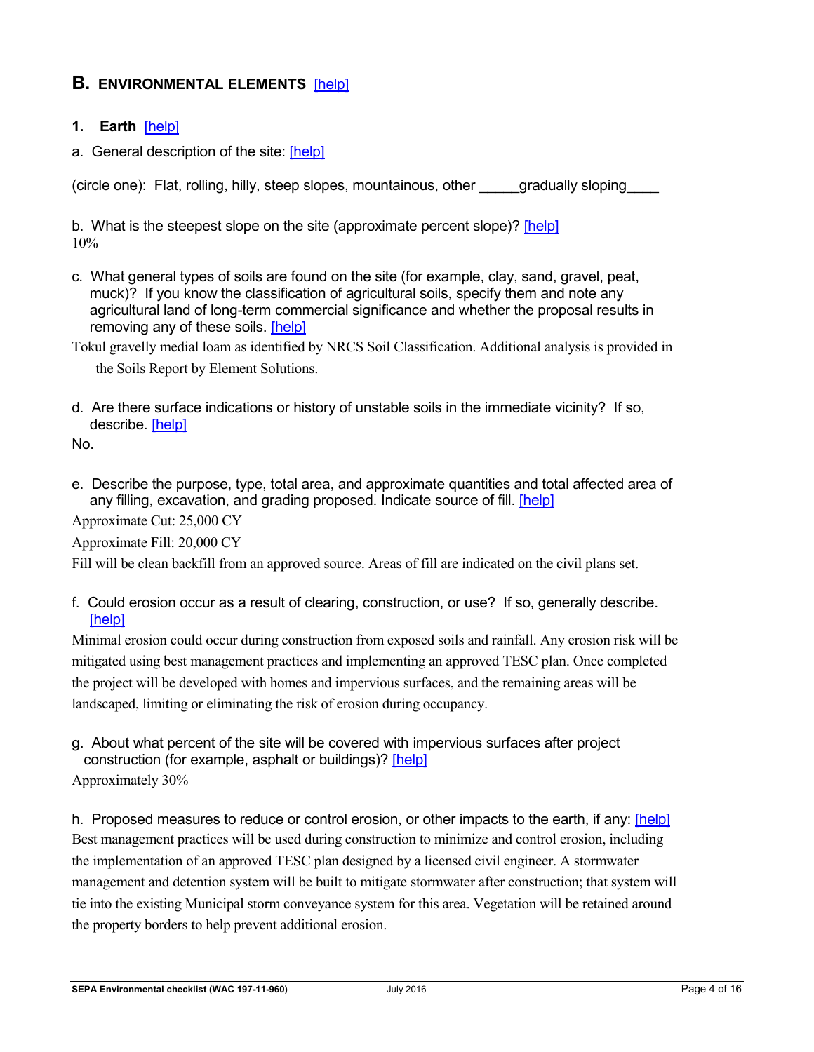## B. ENVIRONMENTAL ELEMENTS [help]

### 1. Earth [help]

a. General description of the site: [help]

(circle one): Flat, rolling, hilly, steep slopes, mountainous, other _____gradually sloping____

b. What is the steepest slope on the site (approximate percent slope)? [help]

10%

c. What general types of soils are found on the site (for example, clay, sand, gravel, peat, muck)? If you know the classification of agricultural soils, specify them and note any agricultural land of long-term commercial significance and whether the proposal results in removing any of these soils. [help]

Tokul gravelly medial loam as identified by NRCS Soil Classification. Additional analysis is provided in the Soils Report by Element Solutions.

d. Are there surface indications or history of unstable soils in the immediate vicinity? If so, describe. [help]

No.

e. Describe the purpose, type, total area, and approximate quantities and total affected area of any filling, excavation, and grading proposed. Indicate source of fill. [help]

Approximate Cut: 25,000 CY

Approximate Fill: 20,000 CY

Fill will be clean backfill from an approved source. Areas of fill are indicated on the civil plans set.

f. Could erosion occur as a result of clearing, construction, or use? If so, generally describe. [help]

Minimal erosion could occur during construction from exposed soils and rainfall. Any erosion risk will be mitigated using best management practices and implementing an approved TESC plan. Once completed the project will be developed with homes and impervious surfaces, and the remaining areas will be landscaped, limiting or eliminating the risk of erosion during occupancy.

g. About what percent of the site will be covered with impervious surfaces after project construction (for example, asphalt or buildings)? [help]

Approximately 30%

h. Proposed measures to reduce or control erosion, or other impacts to the earth, if any: [help]

Best management practices will be used during construction to minimize and control erosion, including the implementation of an approved TESC plan designed by a licensed civil engineer. A stormwater management and detention system will be built to mitigate stormwater after construction; that system will tie into the existing Municipal storm conveyance system for this area. Vegetation will be retained around the property borders to help prevent additional erosion.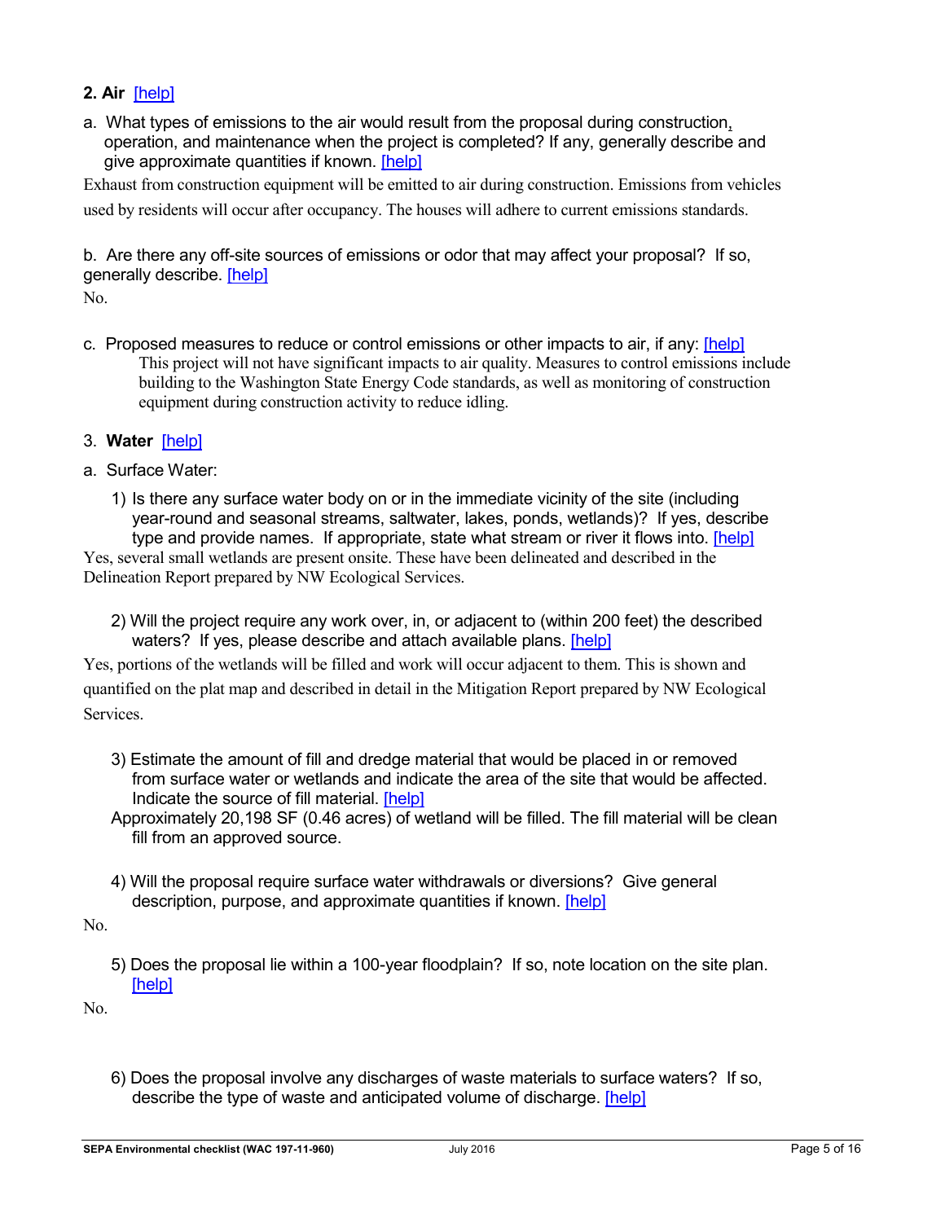## 2. Air [help]

a. What types of emissions to the air would result from the proposal during construction, operation, and maintenance when the project is completed? If any, generally describe and give approximate quantities if known. [help]

Exhaust from construction equipment will be emitted to air during construction. Emissions from vehicles used by residents will occur after occupancy. The houses will adhere to current emissions standards.

b. Are there any off-site sources of emissions or odor that may affect your proposal? If so, generally describe. [help]

No.

c. Proposed measures to reduce or control emissions or other impacts to air, if any: [help]

This project will not have significant impacts to air quality. Measures to control emissions include building to the Washington State Energy Code standards, as well as monitoring of construction equipment during construction activity to reduce idling.

## 3. Water [help]

a. Surface Water:

1) Is there any surface water body on or in the immediate vicinity of the site (including year-round and seasonal streams, saltwater, lakes, ponds, wetlands)? If yes, describe type and provide names. If appropriate, state what stream or river it flows into. [help]

Yes, several small wetlands are present onsite. These have been delineated and described in the Delineation Report prepared by NW Ecological Services.

2) Will the project require any work over, in, or adjacent to (within 200 feet) the described waters? If yes, please describe and attach available plans. [help]

Yes, portions of the wetlands will be filled and work will occur adjacent to them. This is shown and quantified on the plat map and described in detail in the Mitigation Report prepared by NW Ecological Services.

3) Estimate the amount of fill and dredge material that would be placed in or removed from surface water or wetlands and indicate the area of the site that would be affected. Indicate the source of fill material. [help]

Approximately 20,198 SF (0.46 acres) of wetland will be filled. The fill material will be clean fill from an approved source.

4) Will the proposal require surface water withdrawals or diversions? Give general description, purpose, and approximate quantities if known. [help]

No.

5) Does the proposal lie within a 100-year floodplain? If so, note location on the site plan. [help]

No.

6) Does the proposal involve any discharges of waste materials to surface waters? If so, describe the type of waste and anticipated volume of discharge. [help]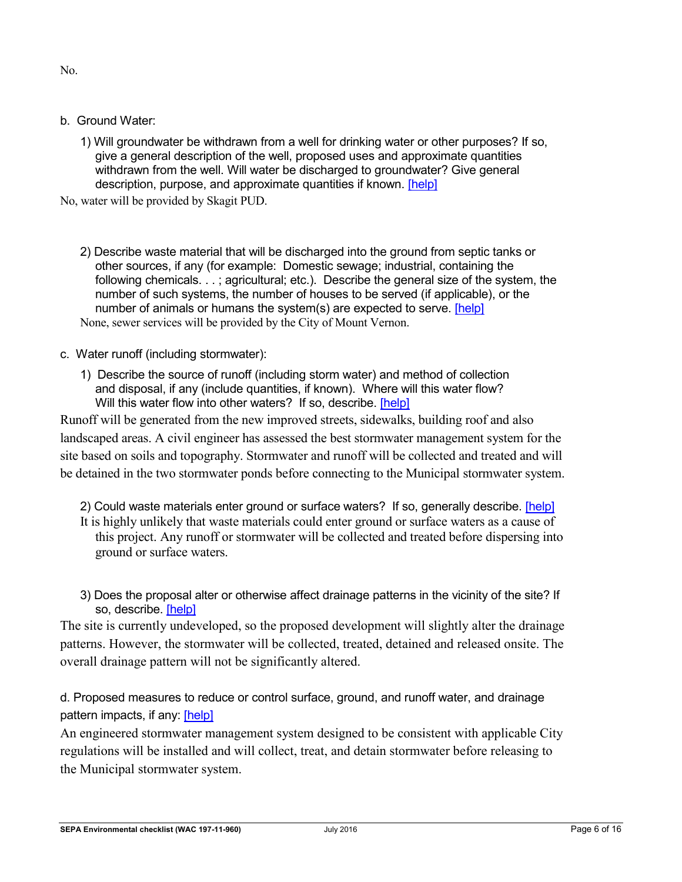No.

b. Ground Water:

1) Will groundwater be withdrawn from a well for drinking water or other purposes? If so, give a general description of the well, proposed uses and approximate quantities withdrawn from the well. Will water be discharged to groundwater? Give general description, purpose, and approximate quantities if known. [help]

No, water will be provided by Skagit PUD.

2) Describe waste material that will be discharged into the ground from septic tanks or other sources, if any (for example: Domestic sewage; industrial, containing the following chemicals. . . ; agricultural; etc.). Describe the general size of the system, the number of such systems, the number of houses to be served (if applicable), or the number of animals or humans the system(s) are expected to serve. [help]

None, sewer services will be provided by the City of Mount Vernon.

c. Water runoff (including stormwater):

1) Describe the source of runoff (including storm water) and method of collection and disposal, if any (include quantities, if known). Where will this water flow? Will this water flow into other waters? If so, describe. [help]

Runoff will be generated from the new improved streets, sidewalks, building roof and also landscaped areas. A civil engineer has assessed the best stormwater management system for the site based on soils and topography. Stormwater and runoff will be collected and treated and will be detained in the two stormwater ponds before connecting to the Municipal stormwater system.

2) Could waste materials enter ground or surface waters? If so, generally describe. [help]

It is highly unlikely that waste materials could enter ground or surface waters as a cause of this project. Any runoff or stormwater will be collected and treated before dispersing into ground or surface waters.

3) Does the proposal alter or otherwise affect drainage patterns in the vicinity of the site? If so, describe. [help]

The site is currently undeveloped, so the proposed development will slightly alter the drainage patterns. However, the stormwater will be collected, treated, detained and released onsite. The overall drainage pattern will not be significantly altered.

d. Proposed measures to reduce or control surface, ground, and runoff water, and drainage pattern impacts, if any: [help]

An engineered stormwater management system designed to be consistent with applicable City regulations will be installed and will collect, treat, and detain stormwater before releasing to the Municipal stormwater system.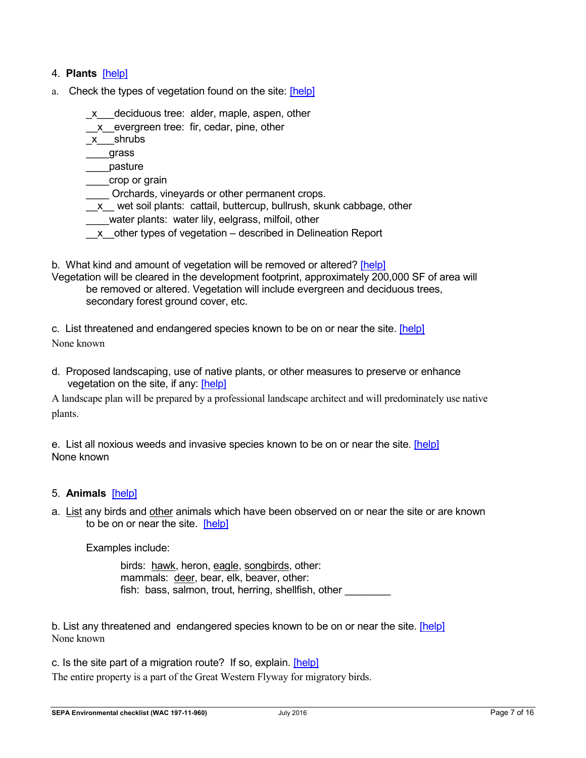4. **Plants** [help]

a. Check the types of vegetation found on the site: [help]

_x___deciduous tree: alder, maple, aspen, other
__x__evergreen tree: fir, cedar, pine, other
_x___shrubs
____grass
____pasture
____crop or grain
____ Orchards, vineyards or other permanent crops.
__x__ wet soil plants: cattail, buttercup, bullrush, skunk cabbage, other
____water plants: water lily, eelgrass, milfoil, other
__x__other types of vegetation – described in Delineation Report

b. What kind and amount of vegetation will be removed or altered? [help]
Vegetation will be cleared in the development footprint, approximately 200,000 SF of area will be removed or altered. Vegetation will include evergreen and deciduous trees, secondary forest ground cover, etc.

c. List threatened and endangered species known to be on or near the site. [help]
None known

d. Proposed landscaping, use of native plants, or other measures to preserve or enhance vegetation on the site, if any: [help]
A landscape plan will be prepared by a professional landscape architect and will predominately use native plants.

e. List all noxious weeds and invasive species known to be on or near the site. [help]
None known

5. **Animals** [help]

a. List any birds and other animals which have been observed on or near the site or are known to be on or near the site. [help]

Examples include:

birds: hawk, heron, eagle, songbirds, other:
mammals: deer, bear, elk, beaver, other:
fish: bass, salmon, trout, herring, shellfish, other ________

b. List any threatened and endangered species known to be on or near the site. [help]
None known

c. Is the site part of a migration route? If so, explain. [help]
The entire property is a part of the Great Western Flyway for migratory birds.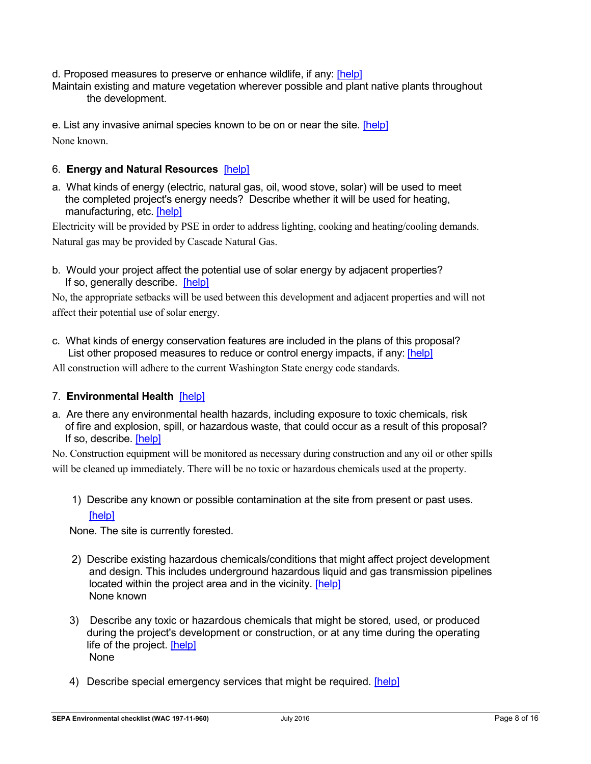d. Proposed measures to preserve or enhance wildlife, if any: [help]
Maintain existing and mature vegetation wherever possible and plant native plants throughout the development.

e. List any invasive animal species known to be on or near the site. [help]
None known.

### 6. **Energy and Natural Resources** [help]

a. What kinds of energy (electric, natural gas, oil, wood stove, solar) will be used to meet the completed project's energy needs? Describe whether it will be used for heating, manufacturing, etc. [help]

Electricity will be provided by PSE in order to address lighting, cooking and heating/cooling demands. Natural gas may be provided by Cascade Natural Gas.

b. Would your project affect the potential use of solar energy by adjacent properties? If so, generally describe. [help]

No, the appropriate setbacks will be used between this development and adjacent properties and will not affect their potential use of solar energy.

c. What kinds of energy conservation features are included in the plans of this proposal? List other proposed measures to reduce or control energy impacts, if any: [help]

All construction will adhere to the current Washington State energy code standards.

### 7. **Environmental Health** [help]

a. Are there any environmental health hazards, including exposure to toxic chemicals, risk of fire and explosion, spill, or hazardous waste, that could occur as a result of this proposal? If so, describe. [help]

No. Construction equipment will be monitored as necessary during construction and any oil or other spills will be cleaned up immediately. There will be no toxic or hazardous chemicals used at the property.

1) Describe any known or possible contamination at the site from present or past uses. [help]

None. The site is currently forested.

2) Describe existing hazardous chemicals/conditions that might affect project development and design. This includes underground hazardous liquid and gas transmission pipelines located within the project area and in the vicinity. [help]
None known

3) Describe any toxic or hazardous chemicals that might be stored, used, or produced during the project's development or construction, or at any time during the operating life of the project. [help]
None

4) Describe special emergency services that might be required. [help]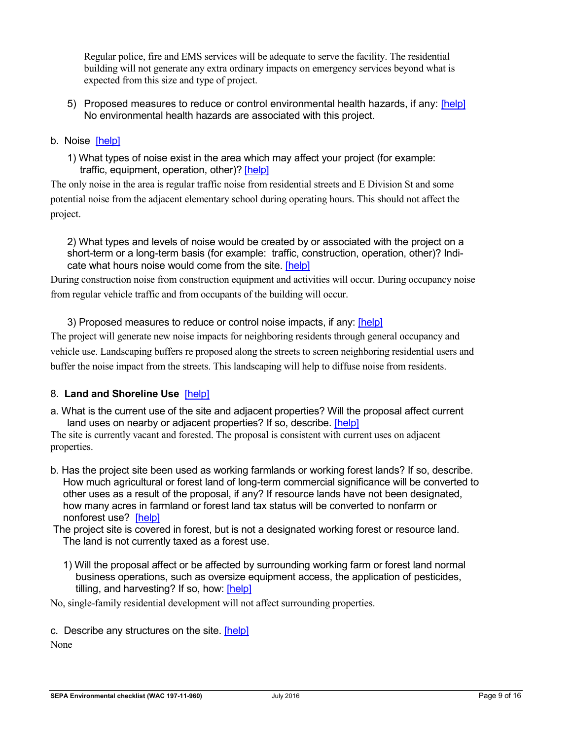Regular police, fire and EMS services will be adequate to serve the facility. The residential building will not generate any extra ordinary impacts on emergency services beyond what is expected from this size and type of project.

5) Proposed measures to reduce or control environmental health hazards, if any: [help]
No environmental health hazards are associated with this project.

b. Noise [help]

1) What types of noise exist in the area which may affect your project (for example: traffic, equipment, operation, other)? [help]

The only noise in the area is regular traffic noise from residential streets and E Division St and some potential noise from the adjacent elementary school during operating hours. This should not affect the project.

2) What types and levels of noise would be created by or associated with the project on a short-term or a long-term basis (for example: traffic, construction, operation, other)? Indicate what hours noise would come from the site. [help]

During construction noise from construction equipment and activities will occur. During occupancy noise from regular vehicle traffic and from occupants of the building will occur.

3) Proposed measures to reduce or control noise impacts, if any: [help]

The project will generate new noise impacts for neighboring residents through general occupancy and vehicle use. Landscaping buffers re proposed along the streets to screen neighboring residential users and buffer the noise impact from the streets. This landscaping will help to diffuse noise from residents.

## 8. **Land and Shoreline Use** [help]

a. What is the current use of the site and adjacent properties? Will the proposal affect current land uses on nearby or adjacent properties? If so, describe. [help]

The site is currently vacant and forested. The proposal is consistent with current uses on adjacent properties.

b. Has the project site been used as working farmlands or working forest lands? If so, describe. How much agricultural or forest land of long-term commercial significance will be converted to other uses as a result of the proposal, if any? If resource lands have not been designated, how many acres in farmland or forest land tax status will be converted to nonfarm or nonforest use? [help]

The project site is covered in forest, but is not a designated working forest or resource land. The land is not currently taxed as a forest use.

1) Will the proposal affect or be affected by surrounding working farm or forest land normal business operations, such as oversize equipment access, the application of pesticides, tilling, and harvesting? If so, how: [help]

No, single-family residential development will not affect surrounding properties.

c. Describe any structures on the site. [help]

None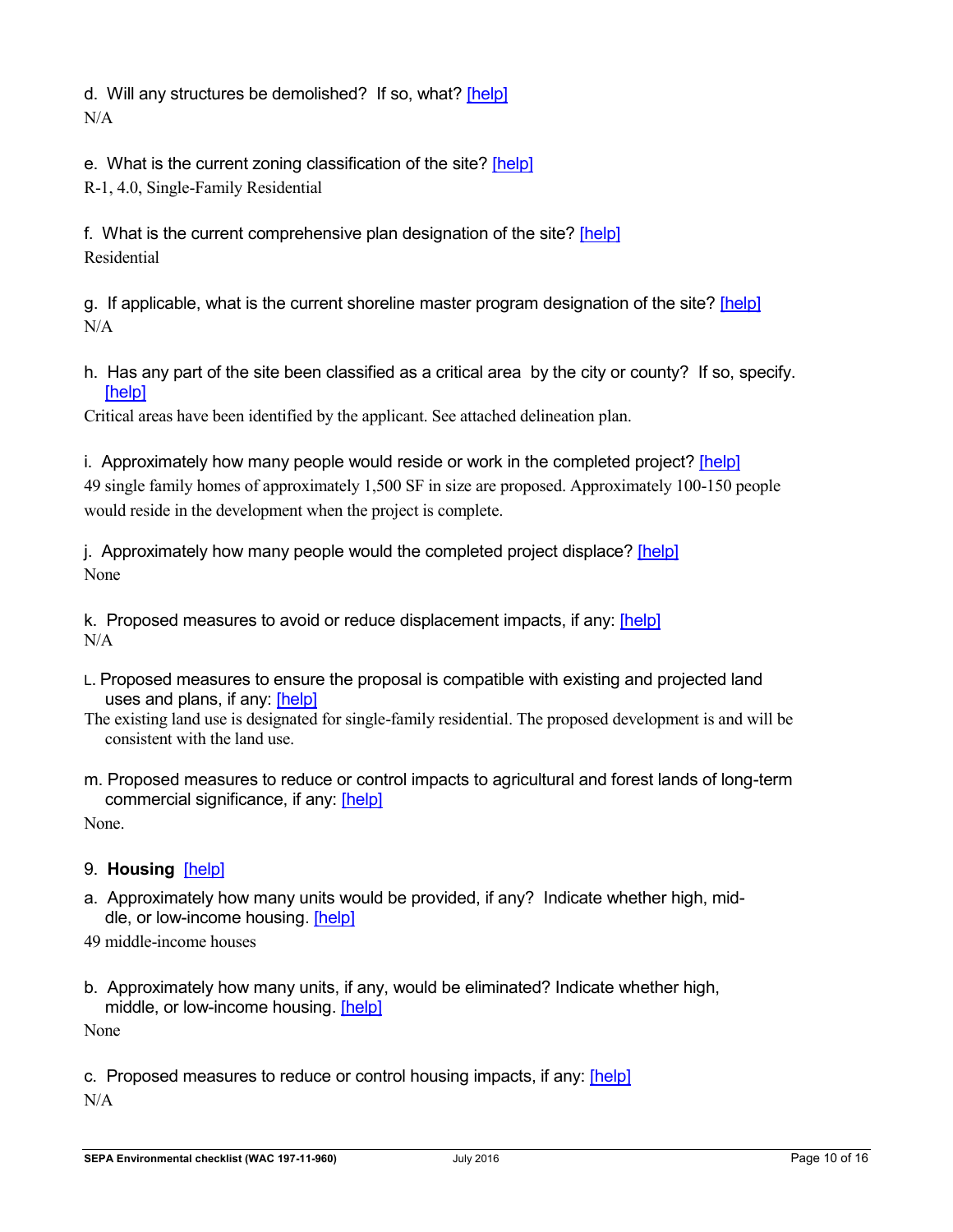d. Will any structures be demolished? If so, what? [help]

N/A

e. What is the current zoning classification of the site? [help]

R-1, 4.0, Single-Family Residential

f. What is the current comprehensive plan designation of the site? [help]

Residential

g. If applicable, what is the current shoreline master program designation of the site? [help]

N/A

h. Has any part of the site been classified as a critical area by the city or county? If so, specify. [help]

Critical areas have been identified by the applicant. See attached delineation plan.

i. Approximately how many people would reside or work in the completed project? [help]

49 single family homes of approximately 1,500 SF in size are proposed. Approximately 100-150 people would reside in the development when the project is complete.

j. Approximately how many people would the completed project displace? [help]

None

k. Proposed measures to avoid or reduce displacement impacts, if any: [help]

N/A

L. Proposed measures to ensure the proposal is compatible with existing and projected land uses and plans, if any: [help]

The existing land use is designated for single-family residential. The proposed development is and will be consistent with the land use.

m. Proposed measures to reduce or control impacts to agricultural and forest lands of long-term commercial significance, if any: [help]

None.

## 9. **Housing** [help]

a. Approximately how many units would be provided, if any? Indicate whether high, middle, or low-income housing. [help]

49 middle-income houses

b. Approximately how many units, if any, would be eliminated? Indicate whether high, middle, or low-income housing. [help]

None

c. Proposed measures to reduce or control housing impacts, if any: [help]

N/A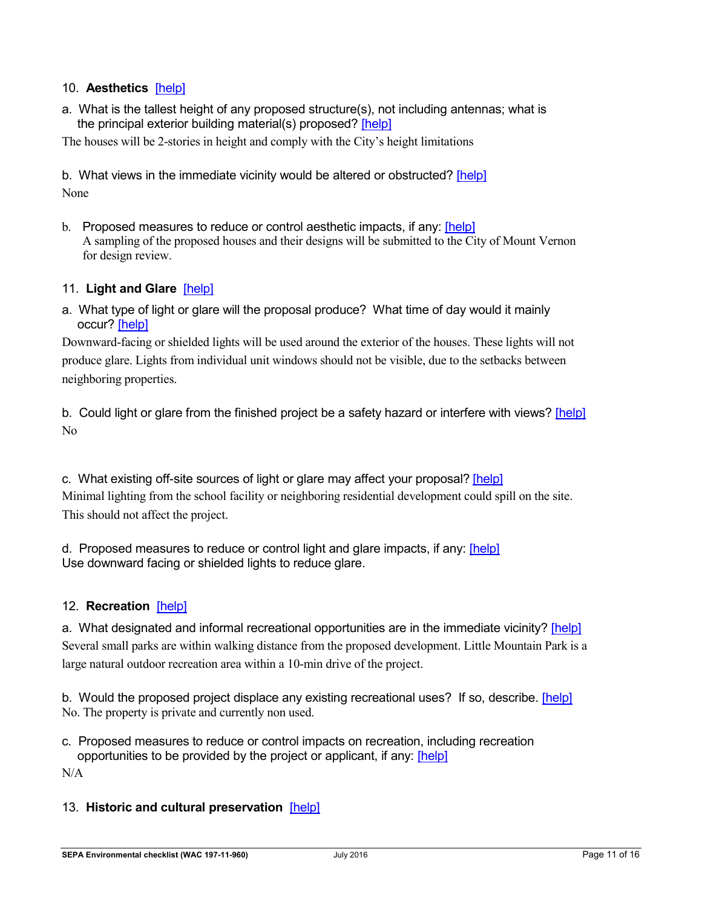10. **Aesthetics** [help]

a. What is the tallest height of any proposed structure(s), not including antennas; what is the principal exterior building material(s) proposed? [help]

The houses will be 2-stories in height and comply with the City's height limitations

b. What views in the immediate vicinity would be altered or obstructed? [help]

None

b. Proposed measures to reduce or control aesthetic impacts, if any: [help]
A sampling of the proposed houses and their designs will be submitted to the City of Mount Vernon for design review.

11. **Light and Glare** [help]

a. What type of light or glare will the proposal produce? What time of day would it mainly occur? [help]

Downward-facing or shielded lights will be used around the exterior of the houses. These lights will not produce glare. Lights from individual unit windows should not be visible, due to the setbacks between neighboring properties.

b. Could light or glare from the finished project be a safety hazard or interfere with views? [help]

No

c. What existing off-site sources of light or glare may affect your proposal? [help]

Minimal lighting from the school facility or neighboring residential development could spill on the site. This should not affect the project.

d. Proposed measures to reduce or control light and glare impacts, if any: [help]
Use downward facing or shielded lights to reduce glare.

12. **Recreation** [help]

a. What designated and informal recreational opportunities are in the immediate vicinity? [help]

Several small parks are within walking distance from the proposed development. Little Mountain Park is a large natural outdoor recreation area within a 10-min drive of the project.

b. Would the proposed project displace any existing recreational uses? If so, describe. [help]

No. The property is private and currently non used.

c. Proposed measures to reduce or control impacts on recreation, including recreation opportunities to be provided by the project or applicant, if any: [help]

N/A

13. **Historic and cultural preservation** [help]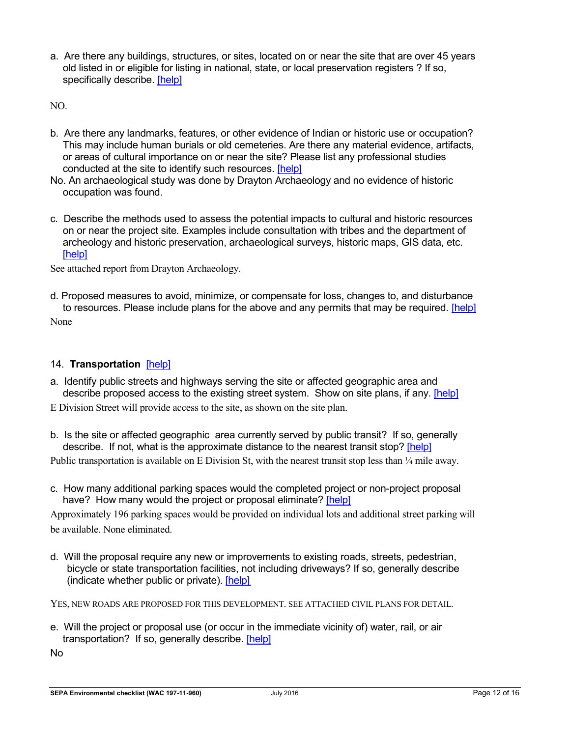a. Are there any buildings, structures, or sites, located on or near the site that are over 45 years old listed in or eligible for listing in national, state, or local preservation registers ? If so, specifically describe. [help]

NO.

b. Are there any landmarks, features, or other evidence of Indian or historic use or occupation? This may include human burials or old cemeteries. Are there any material evidence, artifacts, or areas of cultural importance on or near the site? Please list any professional studies conducted at the site to identify such resources. [help]

No. An archaeological study was done by Drayton Archaeology and no evidence of historic occupation was found.

c. Describe the methods used to assess the potential impacts to cultural and historic resources on or near the project site. Examples include consultation with tribes and the department of archeology and historic preservation, archaeological surveys, historic maps, GIS data, etc. [help]

See attached report from Drayton Archaeology.

d. Proposed measures to avoid, minimize, or compensate for loss, changes to, and disturbance to resources. Please include plans for the above and any permits that may be required. [help]

None

## 14. **Transportation** [help]

a. Identify public streets and highways serving the site or affected geographic area and describe proposed access to the existing street system. Show on site plans, if any. [help]

E Division Street will provide access to the site, as shown on the site plan.

b. Is the site or affected geographic area currently served by public transit? If so, generally describe. If not, what is the approximate distance to the nearest transit stop? [help]

Public transportation is available on E Division St, with the nearest transit stop less than ¼ mile away.

c. How many additional parking spaces would the completed project or non-project proposal have? How many would the project or proposal eliminate? [help]

Approximately 196 parking spaces would be provided on individual lots and additional street parking will be available. None eliminated.

d. Will the proposal require any new or improvements to existing roads, streets, pedestrian, bicycle or state transportation facilities, not including driveways? If so, generally describe (indicate whether public or private). [help]

YES, NEW ROADS ARE PROPOSED FOR THIS DEVELOPMENT. SEE ATTACHED CIVIL PLANS FOR DETAIL.

e. Will the project or proposal use (or occur in the immediate vicinity of) water, rail, or air transportation? If so, generally describe. [help]

No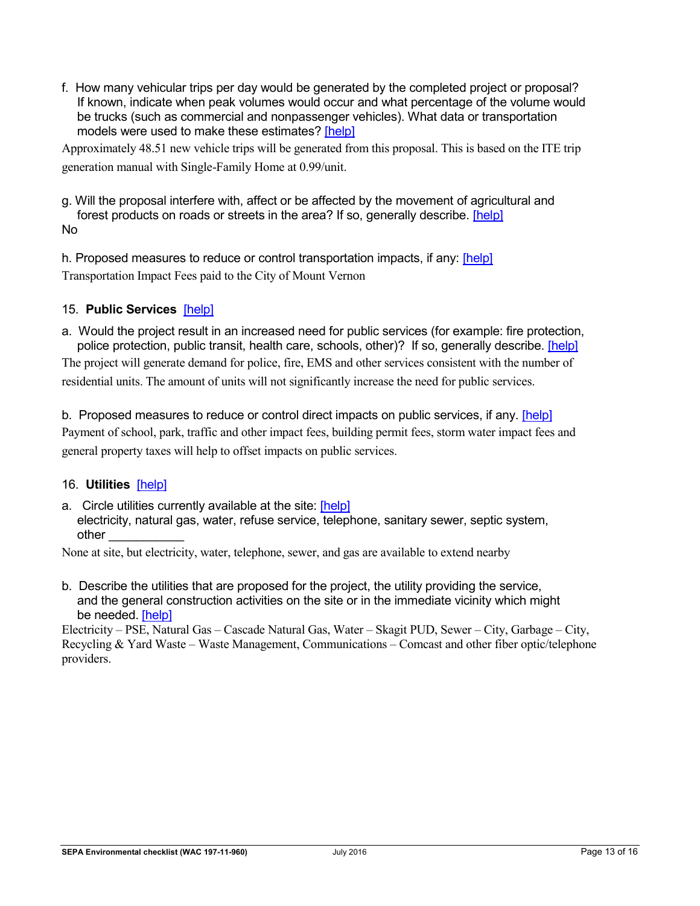f. How many vehicular trips per day would be generated by the completed project or proposal? If known, indicate when peak volumes would occur and what percentage of the volume would be trucks (such as commercial and nonpassenger vehicles). What data or transportation models were used to make these estimates? [help]

Approximately 48.51 new vehicle trips will be generated from this proposal. This is based on the ITE trip generation manual with Single-Family Home at 0.99/unit.

g. Will the proposal interfere with, affect or be affected by the movement of agricultural and forest products on roads or streets in the area? If so, generally describe. [help]

No

h. Proposed measures to reduce or control transportation impacts, if any: [help]

Transportation Impact Fees paid to the City of Mount Vernon

## 15. **Public Services** [help]

a. Would the project result in an increased need for public services (for example: fire protection, police protection, public transit, health care, schools, other)? If so, generally describe. [help]

The project will generate demand for police, fire, EMS and other services consistent with the number of residential units. The amount of units will not significantly increase the need for public services.

b. Proposed measures to reduce or control direct impacts on public services, if any. [help]

Payment of school, park, traffic and other impact fees, building permit fees, storm water impact fees and general property taxes will help to offset impacts on public services.

## 16. **Utilities** [help]

a. Circle utilities currently available at the site: [help]
electricity, natural gas, water, refuse service, telephone, sanitary sewer, septic system, other ___________

None at site, but electricity, water, telephone, sewer, and gas are available to extend nearby

b. Describe the utilities that are proposed for the project, the utility providing the service, and the general construction activities on the site or in the immediate vicinity which might be needed. [help]

Electricity – PSE, Natural Gas – Cascade Natural Gas, Water – Skagit PUD, Sewer – City, Garbage – City, Recycling & Yard Waste – Waste Management, Communications – Comcast and other fiber optic/telephone providers.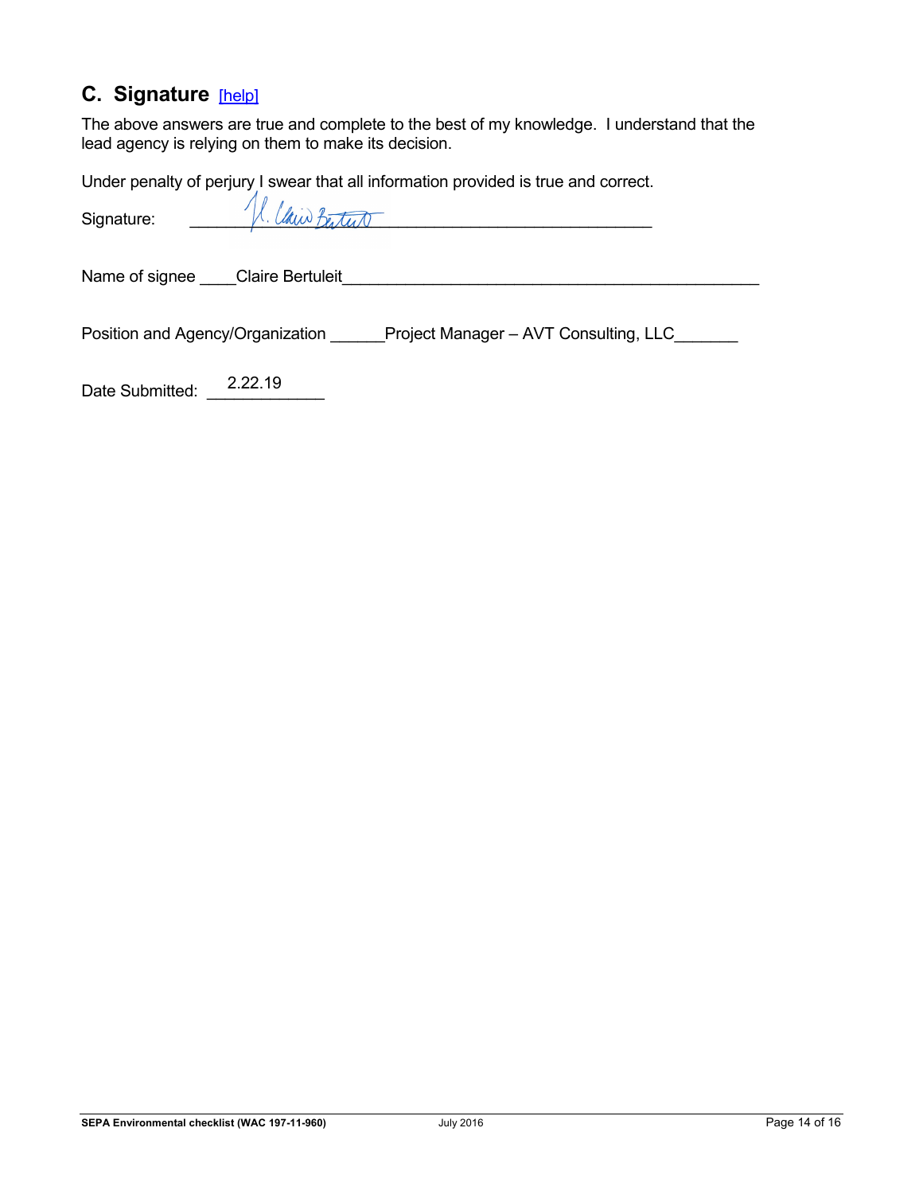## C. Signature [help]

The above answers are true and complete to the best of my knowledge. I understand that the lead agency is relying on them to make its decision.

Under penalty of perjury I swear that all information provided is true and correct.

Signature: ______________________________________________

Name of signee ____Claire Bertuleit______________________________________________

Position and Agency/Organization ______Project Manager – AVT Consulting, LLC_______

Date Submitted: 2.22.19